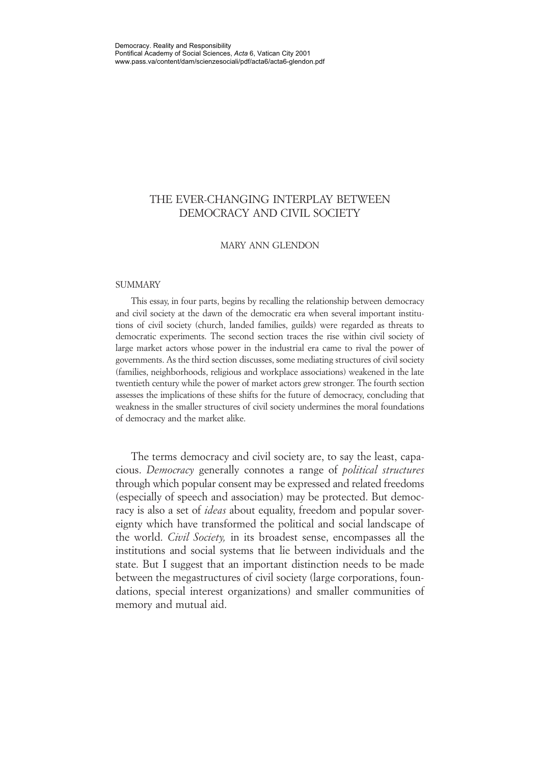Democracy. Reality and Responsibility
Pontifical Academy of Social Sciences, *Acta* 6, Vatican City 2001
www.pass.va/content/dam/scienzesociali/pdf/acta6/acta6-glendon.pdf

# THE EVER-CHANGING INTERPLAY BETWEEN DEMOCRACY AND CIVIL SOCIETY

MARY ANN GLENDON

## SUMMARY

This essay, in four parts, begins by recalling the relationship between democracy and civil society at the dawn of the democratic era when several important institutions of civil society (church, landed families, guilds) were regarded as threats to democratic experiments. The second section traces the rise within civil society of large market actors whose power in the industrial era came to rival the power of governments. As the third section discusses, some mediating structures of civil society (families, neighborhoods, religious and workplace associations) weakened in the late twentieth century while the power of market actors grew stronger. The fourth section assesses the implications of these shifts for the future of democracy, concluding that weakness in the smaller structures of civil society undermines the moral foundations of democracy and the market alike.

The terms democracy and civil society are, to say the least, capacious. *Democracy* generally connotes a range of *political structures* through which popular consent may be expressed and related freedoms (especially of speech and association) may be protected. But democracy is also a set of *ideas* about equality, freedom and popular sovereignty which have transformed the political and social landscape of the world. *Civil Society,* in its broadest sense, encompasses all the institutions and social systems that lie between individuals and the state. But I suggest that an important distinction needs to be made between the megastructures of civil society (large corporations, foundations, special interest organizations) and smaller communities of memory and mutual aid.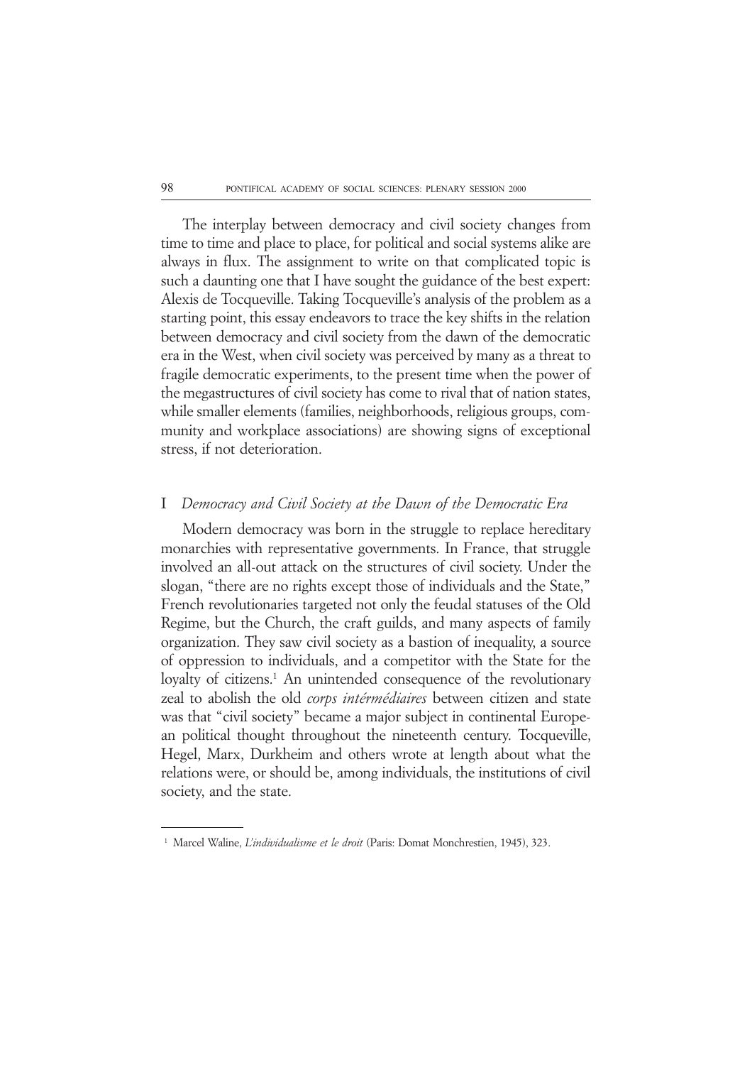The interplay between democracy and civil society changes from time to time and place to place, for political and social systems alike are always in flux. The assignment to write on that complicated topic is such a daunting one that I have sought the guidance of the best expert: Alexis de Tocqueville. Taking Tocqueville's analysis of the problem as a starting point, this essay endeavors to trace the key shifts in the relation between democracy and civil society from the dawn of the democratic era in the West, when civil society was perceived by many as a threat to fragile democratic experiments, to the present time when the power of the megastructures of civil society has come to rival that of nation states, while smaller elements (families, neighborhoods, religious groups, community and workplace associations) are showing signs of exceptional stress, if not deterioration.

## I *Democracy and Civil Society at the Dawn of the Democratic Era*

Modern democracy was born in the struggle to replace hereditary monarchies with representative governments. In France, that struggle involved an all-out attack on the structures of civil society. Under the slogan, "there are no rights except those of individuals and the State," French revolutionaries targeted not only the feudal statuses of the Old Regime, but the Church, the craft guilds, and many aspects of family organization. They saw civil society as a bastion of inequality, a source of oppression to individuals, and a competitor with the State for the loyalty of citizens.[1] An unintended consequence of the revolutionary zeal to abolish the old *corps intérmédiaires* between citizen and state was that "civil society" became a major subject in continental European political thought throughout the nineteenth century. Tocqueville, Hegel, Marx, Durkheim and others wrote at length about what the relations were, or should be, among individuals, the institutions of civil society, and the state.

---

[1] Marcel Waline, *L'individualisme et le droit* (Paris: Domat Monchrestien, 1945), 323.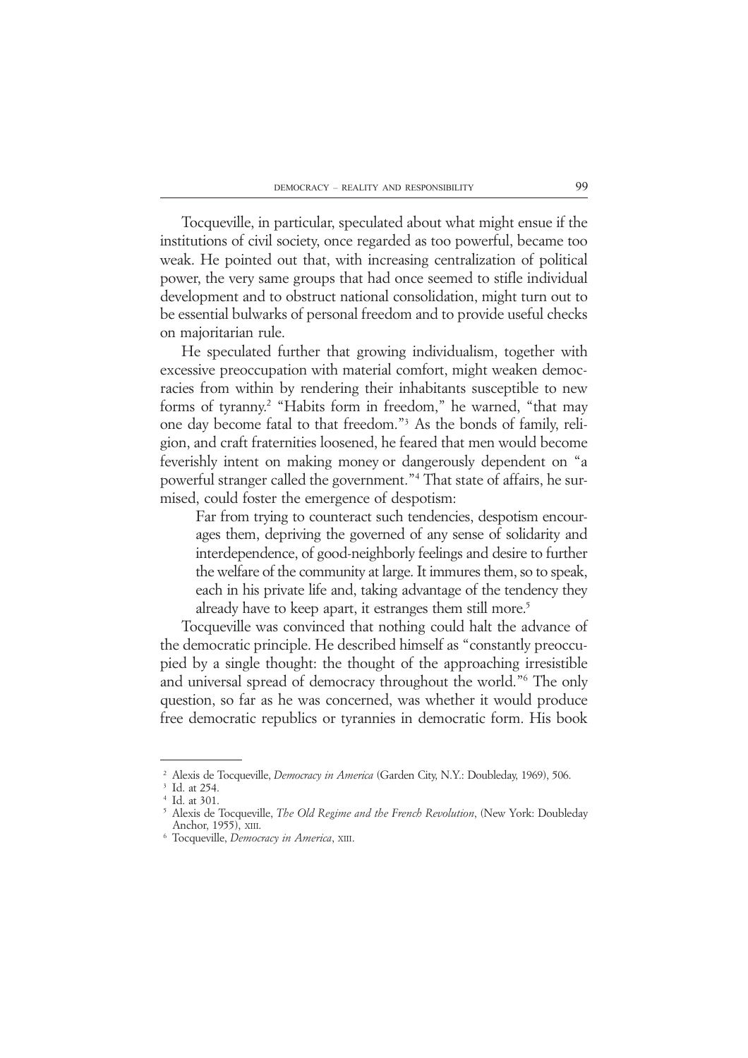Tocqueville, in particular, speculated about what might ensue if the institutions of civil society, once regarded as too powerful, became too weak. He pointed out that, with increasing centralization of political power, the very same groups that had once seemed to stifle individual development and to obstruct national consolidation, might turn out to be essential bulwarks of personal freedom and to provide useful checks on majoritarian rule.

He speculated further that growing individualism, together with excessive preoccupation with material comfort, might weaken democracies from within by rendering their inhabitants susceptible to new forms of tyranny.[2] "Habits form in freedom," he warned, "that may one day become fatal to that freedom."[3] As the bonds of family, religion, and craft fraternities loosened, he feared that men would become feverishly intent on making money or dangerously dependent on "a powerful stranger called the government."[4] That state of affairs, he surmised, could foster the emergence of despotism:

> Far from trying to counteract such tendencies, despotism encourages them, depriving the governed of any sense of solidarity and interdependence, of good-neighborly feelings and desire to further the welfare of the community at large. It immures them, so to speak, each in his private life and, taking advantage of the tendency they already have to keep apart, it estranges them still more.[5]

Tocqueville was convinced that nothing could halt the advance of the democratic principle. He described himself as "constantly preoccupied by a single thought: the thought of the approaching irresistible and universal spread of democracy throughout the world."[6] The only question, so far as he was concerned, was whether it would produce free democratic republics or tyrannies in democratic form. His book

---

[2] Alexis de Tocqueville, *Democracy in America* (Garden City, N.Y.: Doubleday, 1969), 506.

[3] Id. at 254.

[4] Id. at 301.

[5] Alexis de Tocqueville, *The Old Regime and the French Revolution*, (New York: Doubleday Anchor, 1955), XIII.

[6] Tocqueville, *Democracy in America*, XIII.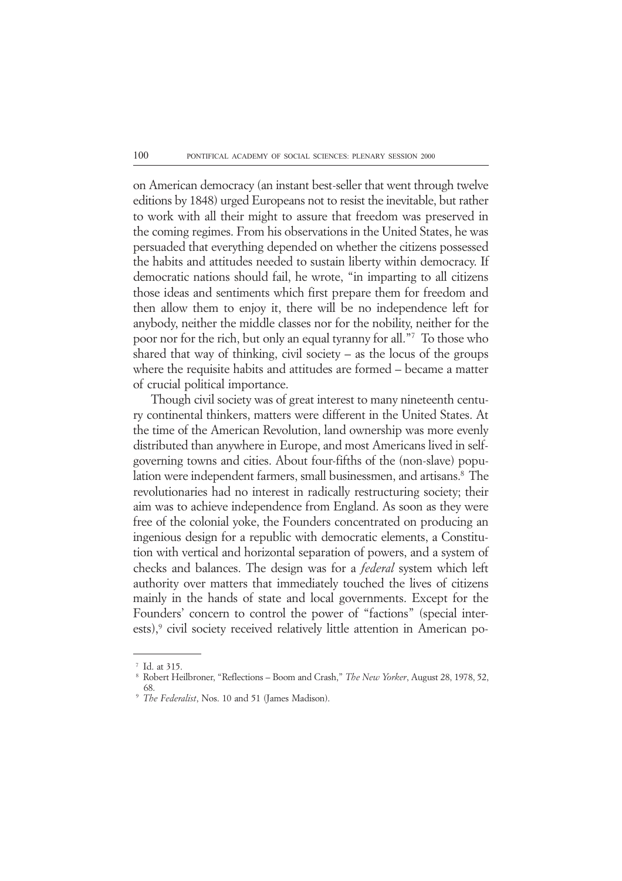on American democracy (an instant best-seller that went through twelve editions by 1848) urged Europeans not to resist the inevitable, but rather to work with all their might to assure that freedom was preserved in the coming regimes. From his observations in the United States, he was persuaded that everything depended on whether the citizens possessed the habits and attitudes needed to sustain liberty within democracy. If democratic nations should fail, he wrote, "in imparting to all citizens those ideas and sentiments which first prepare them for freedom and then allow them to enjoy it, there will be no independence left for anybody, neither the middle classes nor for the nobility, neither for the poor nor for the rich, but only an equal tyranny for all."[7] To those who shared that way of thinking, civil society – as the locus of the groups where the requisite habits and attitudes are formed – became a matter of crucial political importance.

Though civil society was of great interest to many nineteenth century continental thinkers, matters were different in the United States. At the time of the American Revolution, land ownership was more evenly distributed than anywhere in Europe, and most Americans lived in self-governing towns and cities. About four-fifths of the (non-slave) population were independent farmers, small businessmen, and artisans.[8] The revolutionaries had no interest in radically restructuring society; their aim was to achieve independence from England. As soon as they were free of the colonial yoke, the Founders concentrated on producing an ingenious design for a republic with democratic elements, a Constitution with vertical and horizontal separation of powers, and a system of checks and balances. The design was for a *federal* system which left authority over matters that immediately touched the lives of citizens mainly in the hands of state and local governments. Except for the Founders' concern to control the power of "factions" (special interests),[9] civil society received relatively little attention in American po-

---

[7] Id. at 315.

[8] Robert Heilbroner, "Reflections – Boom and Crash," *The New Yorker*, August 28, 1978, 52, 68.

[9] *The Federalist*, Nos. 10 and 51 (James Madison).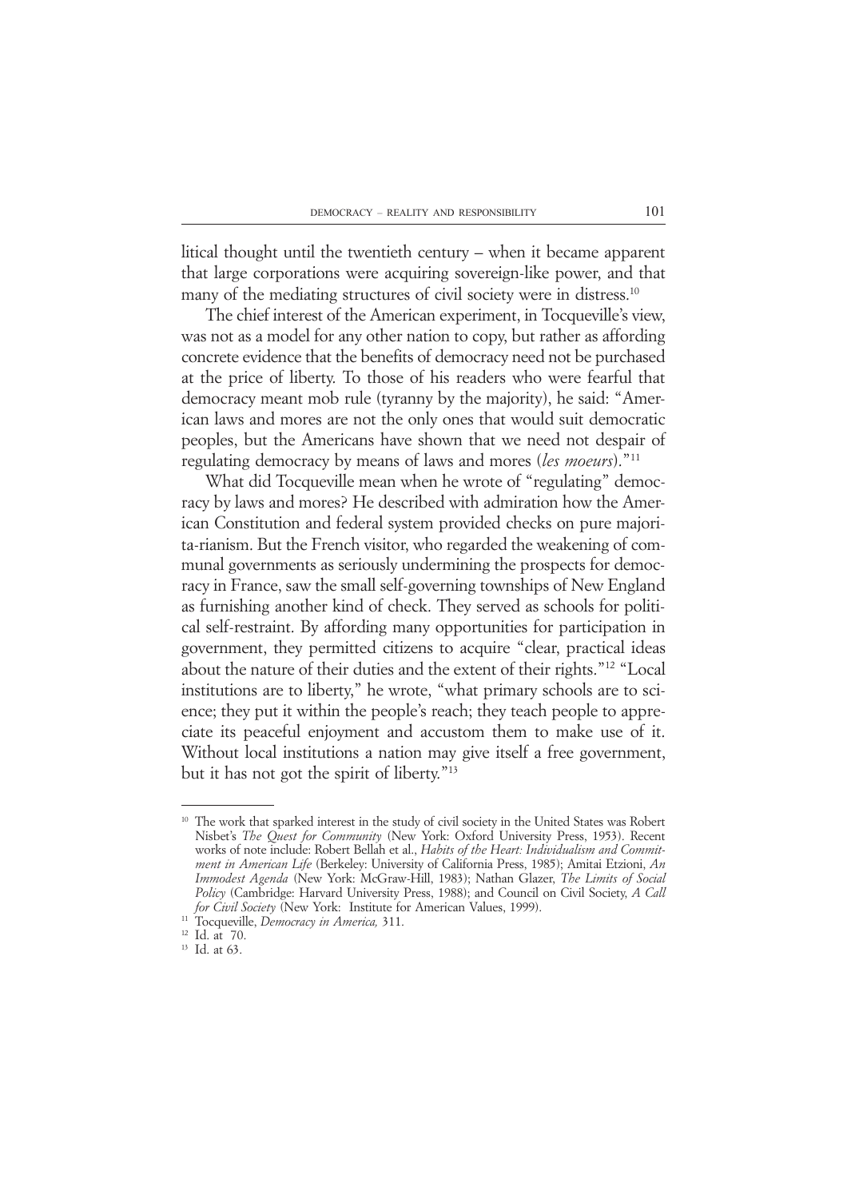litical thought until the twentieth century – when it became apparent that large corporations were acquiring sovereign-like power, and that many of the mediating structures of civil society were in distress.[10]

The chief interest of the American experiment, in Tocqueville's view, was not as a model for any other nation to copy, but rather as affording concrete evidence that the benefits of democracy need not be purchased at the price of liberty. To those of his readers who were fearful that democracy meant mob rule (tyranny by the majority), he said: "American laws and mores are not the only ones that would suit democratic peoples, but the Americans have shown that we need not despair of regulating democracy by means of laws and mores (*les moeurs*)."[11]

What did Tocqueville mean when he wrote of "regulating" democracy by laws and mores? He described with admiration how the American Constitution and federal system provided checks on pure majoritarianism. But the French visitor, who regarded the weakening of communal governments as seriously undermining the prospects for democracy in France, saw the small self-governing townships of New England as furnishing another kind of check. They served as schools for political self-restraint. By affording many opportunities for participation in government, they permitted citizens to acquire "clear, practical ideas about the nature of their duties and the extent of their rights."[12] "Local institutions are to liberty," he wrote, "what primary schools are to science; they put it within the people's reach; they teach people to appreciate its peaceful enjoyment and accustom them to make use of it. Without local institutions a nation may give itself a free government, but it has not got the spirit of liberty."[13]

---

[10] The work that sparked interest in the study of civil society in the United States was Robert Nisbet's *The Quest for Community* (New York: Oxford University Press, 1953). Recent works of note include: Robert Bellah et al., *Habits of the Heart: Individualism and Commitment in American Life* (Berkeley: University of California Press, 1985); Amitai Etzioni, *An Immodest Agenda* (New York: McGraw-Hill, 1983); Nathan Glazer, *The Limits of Social Policy* (Cambridge: Harvard University Press, 1988); and Council on Civil Society, *A Call for Civil Society* (New York: Institute for American Values, 1999).

[11] Tocqueville, *Democracy in America,* 311.

[12] Id. at 70.

[13] Id. at 63.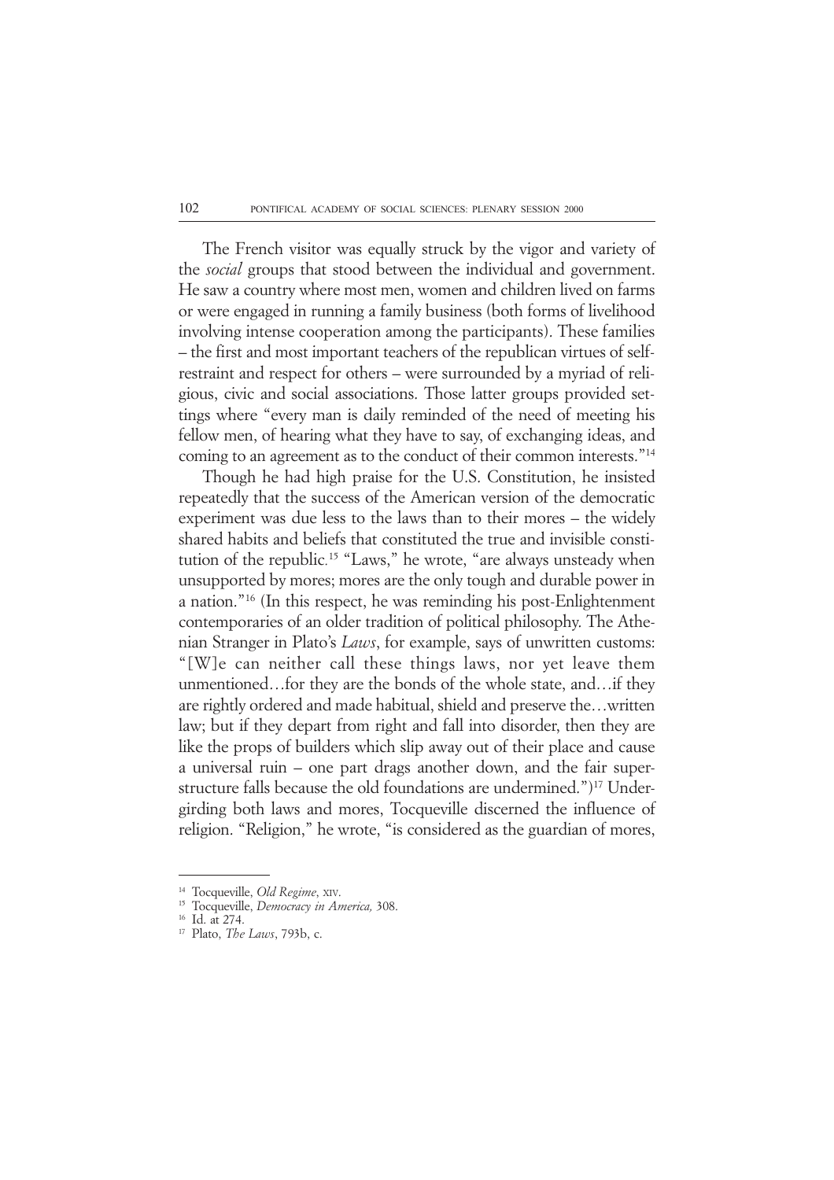The French visitor was equally struck by the vigor and variety of the *social* groups that stood between the individual and government. He saw a country where most men, women and children lived on farms or were engaged in running a family business (both forms of livelihood involving intense cooperation among the participants). These families – the first and most important teachers of the republican virtues of self-restraint and respect for others – were surrounded by a myriad of religious, civic and social associations. Those latter groups provided settings where "every man is daily reminded of the need of meeting his fellow men, of hearing what they have to say, of exchanging ideas, and coming to an agreement as to the conduct of their common interests."[14]

Though he had high praise for the U.S. Constitution, he insisted repeatedly that the success of the American version of the democratic experiment was due less to the laws than to their mores – the widely shared habits and beliefs that constituted the true and invisible constitution of the republic.[15] "Laws," he wrote, "are always unsteady when unsupported by mores; mores are the only tough and durable power in a nation."[16] (In this respect, he was reminding his post-Enlightenment contemporaries of an older tradition of political philosophy. The Athenian Stranger in Plato's *Laws*, for example, says of unwritten customs: "[W]e can neither call these things laws, nor yet leave them unmentioned…for they are the bonds of the whole state, and…if they are rightly ordered and made habitual, shield and preserve the…written law; but if they depart from right and fall into disorder, then they are like the props of builders which slip away out of their place and cause a universal ruin – one part drags another down, and the fair superstructure falls because the old foundations are undermined.")[17] Undergirding both laws and mores, Tocqueville discerned the influence of religion. "Religion," he wrote, "is considered as the guardian of mores,

---

[14] Tocqueville, *Old Regime*, XIV.

[15] Tocqueville, *Democracy in America,* 308.

[16] Id. at 274.

[17] Plato, *The Laws*, 793b, c.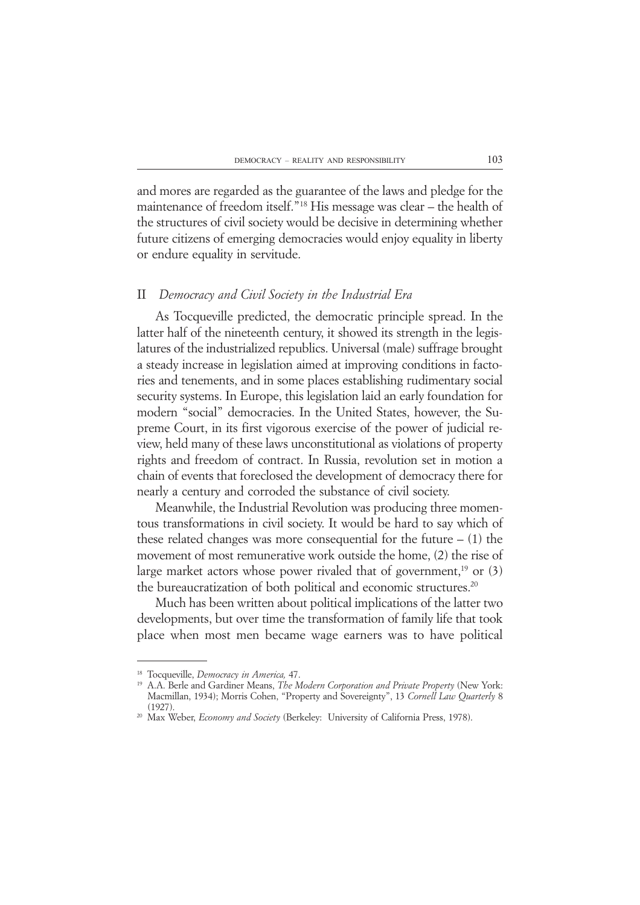and mores are regarded as the guarantee of the laws and pledge for the maintenance of freedom itself."[18] His message was clear – the health of the structures of civil society would be decisive in determining whether future citizens of emerging democracies would enjoy equality in liberty or endure equality in servitude.

## II *Democracy and Civil Society in the Industrial Era*

As Tocqueville predicted, the democratic principle spread. In the latter half of the nineteenth century, it showed its strength in the legislatures of the industrialized republics. Universal (male) suffrage brought a steady increase in legislation aimed at improving conditions in factories and tenements, and in some places establishing rudimentary social security systems. In Europe, this legislation laid an early foundation for modern "social" democracies. In the United States, however, the Supreme Court, in its first vigorous exercise of the power of judicial review, held many of these laws unconstitutional as violations of property rights and freedom of contract. In Russia, revolution set in motion a chain of events that foreclosed the development of democracy there for nearly a century and corroded the substance of civil society.

Meanwhile, the Industrial Revolution was producing three momentous transformations in civil society. It would be hard to say which of these related changes was more consequential for the future – (1) the movement of most remunerative work outside the home, (2) the rise of large market actors whose power rivaled that of government,[19] or (3) the bureaucratization of both political and economic structures.[20]

Much has been written about political implications of the latter two developments, but over time the transformation of family life that took place when most men became wage earners was to have political

---

[18] Tocqueville, *Democracy in America,* 47.

[19] A.A. Berle and Gardiner Means, *The Modern Corporation and Private Property* (New York: Macmillan, 1934); Morris Cohen, "Property and Sovereignty", 13 *Cornell Law Quarterly* 8 (1927).

[20] Max Weber, *Economy and Society* (Berkeley: University of California Press, 1978).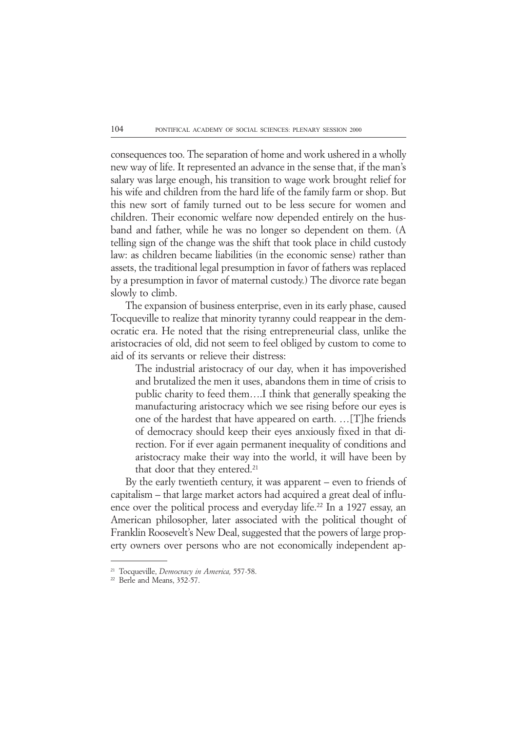consequences too. The separation of home and work ushered in a wholly new way of life. It represented an advance in the sense that, if the man's salary was large enough, his transition to wage work brought relief for his wife and children from the hard life of the family farm or shop. But this new sort of family turned out to be less secure for women and children. Their economic welfare now depended entirely on the husband and father, while he was no longer so dependent on them. (A telling sign of the change was the shift that took place in child custody law: as children became liabilities (in the economic sense) rather than assets, the traditional legal presumption in favor of fathers was replaced by a presumption in favor of maternal custody.) The divorce rate began slowly to climb.

The expansion of business enterprise, even in its early phase, caused Tocqueville to realize that minority tyranny could reappear in the democratic era. He noted that the rising entrepreneurial class, unlike the aristocracies of old, did not seem to feel obliged by custom to come to aid of its servants or relieve their distress:

> The industrial aristocracy of our day, when it has impoverished and brutalized the men it uses, abandons them in time of crisis to public charity to feed them….I think that generally speaking the manufacturing aristocracy which we see rising before our eyes is one of the hardest that have appeared on earth. …[T]he friends of democracy should keep their eyes anxiously fixed in that direction. For if ever again permanent inequality of conditions and aristocracy make their way into the world, it will have been by that door that they entered.[21]

By the early twentieth century, it was apparent – even to friends of capitalism – that large market actors had acquired a great deal of influence over the political process and everyday life.[22] In a 1927 essay, an American philosopher, later associated with the political thought of Franklin Roosevelt's New Deal, suggested that the powers of large property owners over persons who are not economically independent ap-

---

[21] Tocqueville, *Democracy in America,* 557-58.

[22] Berle and Means, 352-57.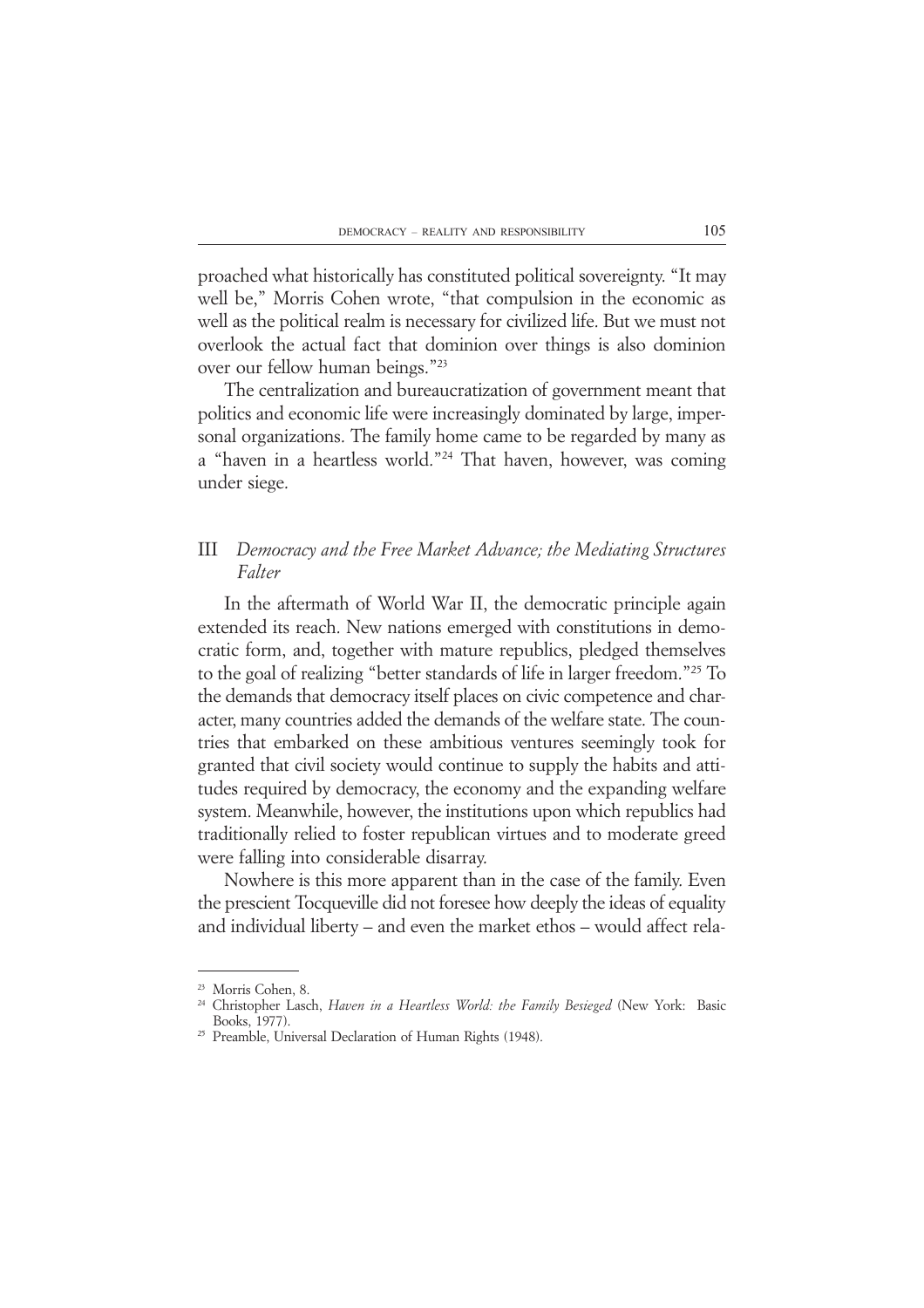proached what historically has constituted political sovereignty. "It may well be," Morris Cohen wrote, "that compulsion in the economic as well as the political realm is necessary for civilized life. But we must not overlook the actual fact that dominion over things is also dominion over our fellow human beings."[23]

The centralization and bureaucratization of government meant that politics and economic life were increasingly dominated by large, impersonal organizations. The family home came to be regarded by many as a "haven in a heartless world."[24] That haven, however, was coming under siege.

## III *Democracy and the Free Market Advance; the Mediating Structures Falter*

In the aftermath of World War II, the democratic principle again extended its reach. New nations emerged with constitutions in democratic form, and, together with mature republics, pledged themselves to the goal of realizing "better standards of life in larger freedom."[25] To the demands that democracy itself places on civic competence and character, many countries added the demands of the welfare state. The countries that embarked on these ambitious ventures seemingly took for granted that civil society would continue to supply the habits and attitudes required by democracy, the economy and the expanding welfare system. Meanwhile, however, the institutions upon which republics had traditionally relied to foster republican virtues and to moderate greed were falling into considerable disarray.

Nowhere is this more apparent than in the case of the family. Even the prescient Tocqueville did not foresee how deeply the ideas of equality and individual liberty – and even the market ethos – would affect rela-

---

[23] Morris Cohen, 8.

[24] Christopher Lasch, *Haven in a Heartless World: the Family Besieged* (New York: Basic Books, 1977).

[25] Preamble, Universal Declaration of Human Rights (1948).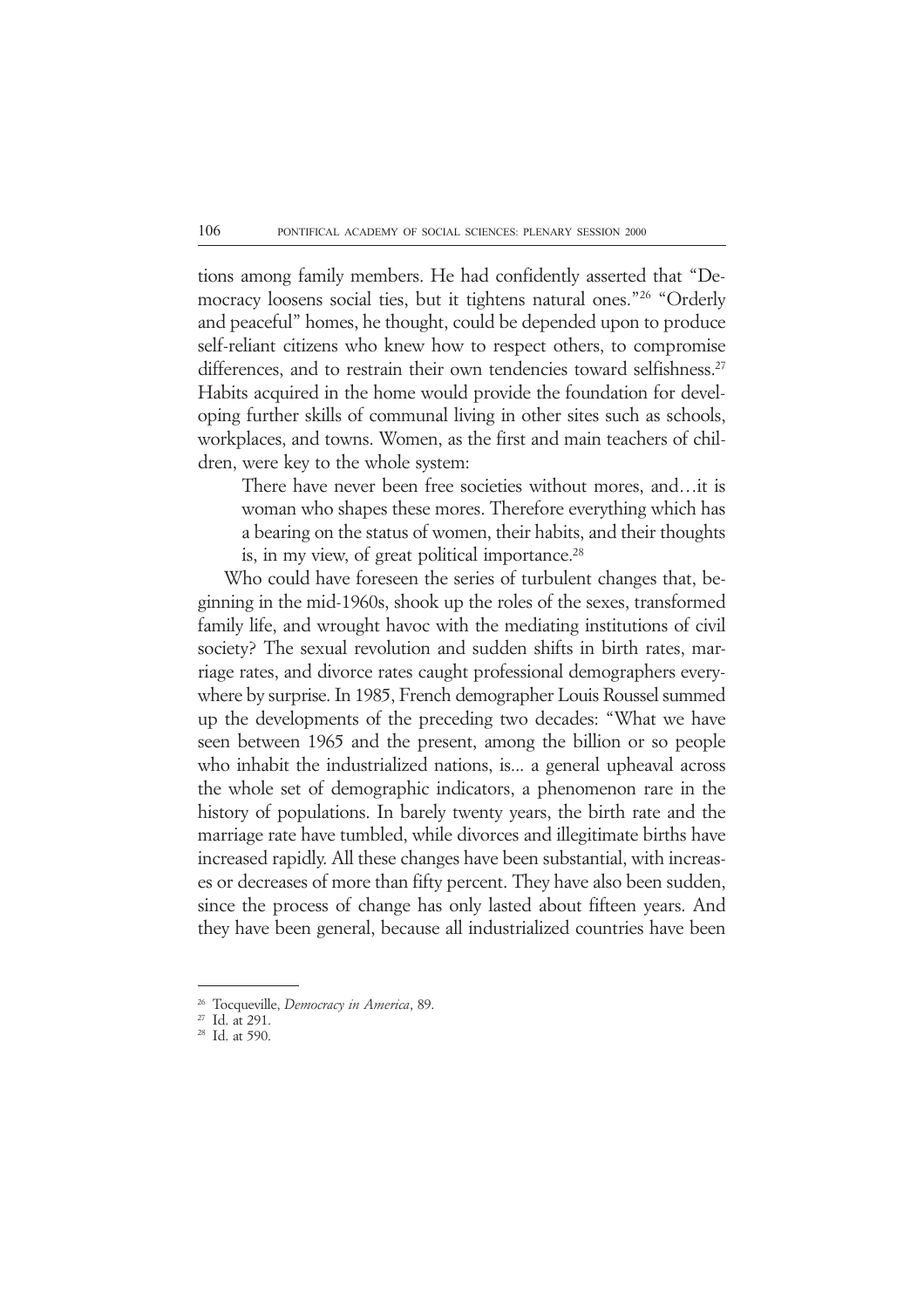tions among family members. He had confidently asserted that "Democracy loosens social ties, but it tightens natural ones."[26] "Orderly and peaceful" homes, he thought, could be depended upon to produce self-reliant citizens who knew how to respect others, to compromise differences, and to restrain their own tendencies toward selfishness.[27] Habits acquired in the home would provide the foundation for developing further skills of communal living in other sites such as schools, workplaces, and towns. Women, as the first and main teachers of children, were key to the whole system:

> There have never been free societies without mores, and…it is woman who shapes these mores. Therefore everything which has a bearing on the status of women, their habits, and their thoughts is, in my view, of great political importance.[28]

Who could have foreseen the series of turbulent changes that, beginning in the mid-1960s, shook up the roles of the sexes, transformed family life, and wrought havoc with the mediating institutions of civil society? The sexual revolution and sudden shifts in birth rates, marriage rates, and divorce rates caught professional demographers everywhere by surprise. In 1985, French demographer Louis Roussel summed up the developments of the preceding two decades: "What we have seen between 1965 and the present, among the billion or so people who inhabit the industrialized nations, is... a general upheaval across the whole set of demographic indicators, a phenomenon rare in the history of populations. In barely twenty years, the birth rate and the marriage rate have tumbled, while divorces and illegitimate births have increased rapidly. All these changes have been substantial, with increases or decreases of more than fifty percent. They have also been sudden, since the process of change has only lasted about fifteen years. And they have been general, because all industrialized countries have been

---

[26] Tocqueville, *Democracy in America*, 89.

[27] Id. at 291.

[28] Id. at 590.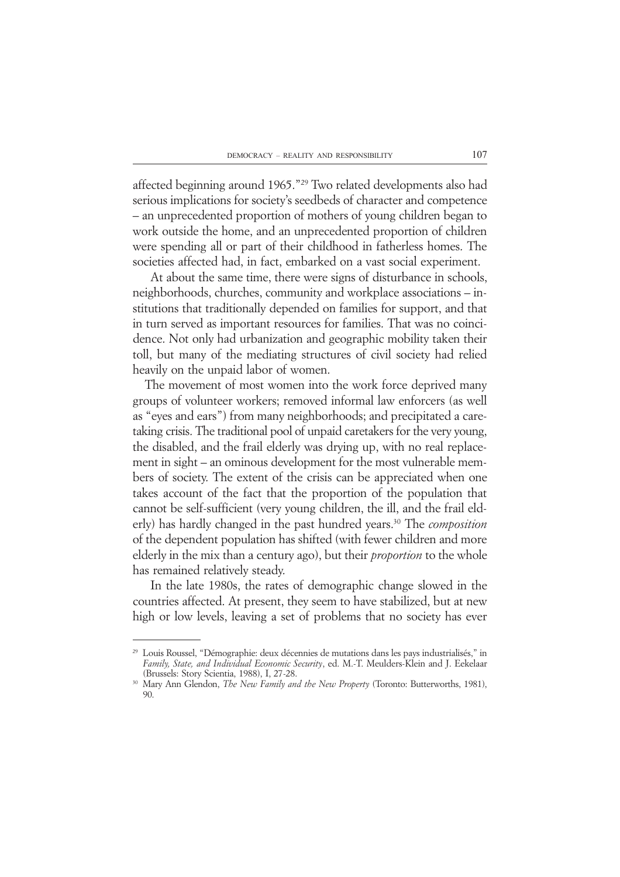affected beginning around 1965."[29] Two related developments also had serious implications for society's seedbeds of character and competence – an unprecedented proportion of mothers of young children began to work outside the home, and an unprecedented proportion of children were spending all or part of their childhood in fatherless homes. The societies affected had, in fact, embarked on a vast social experiment.

At about the same time, there were signs of disturbance in schools, neighborhoods, churches, community and workplace associations – institutions that traditionally depended on families for support, and that in turn served as important resources for families. That was no coincidence. Not only had urbanization and geographic mobility taken their toll, but many of the mediating structures of civil society had relied heavily on the unpaid labor of women.

The movement of most women into the work force deprived many groups of volunteer workers; removed informal law enforcers (as well as "eyes and ears") from many neighborhoods; and precipitated a caretaking crisis. The traditional pool of unpaid caretakers for the very young, the disabled, and the frail elderly was drying up, with no real replacement in sight – an ominous development for the most vulnerable members of society. The extent of the crisis can be appreciated when one takes account of the fact that the proportion of the population that cannot be self-sufficient (very young children, the ill, and the frail elderly) has hardly changed in the past hundred years.[30] The *composition* of the dependent population has shifted (with fewer children and more elderly in the mix than a century ago), but their *proportion* to the whole has remained relatively steady.

In the late 1980s, the rates of demographic change slowed in the countries affected. At present, they seem to have stabilized, but at new high or low levels, leaving a set of problems that no society has ever

---

[29] Louis Roussel, "Démographie: deux décennies de mutations dans les pays industrialisés," in *Family, State, and Individual Economic Security*, ed. M.-T. Meulders-Klein and J. Eekelaar (Brussels: Story Scientia, 1988), I, 27-28.

[30] Mary Ann Glendon, *The New Family and the New Property* (Toronto: Butterworths, 1981), 90.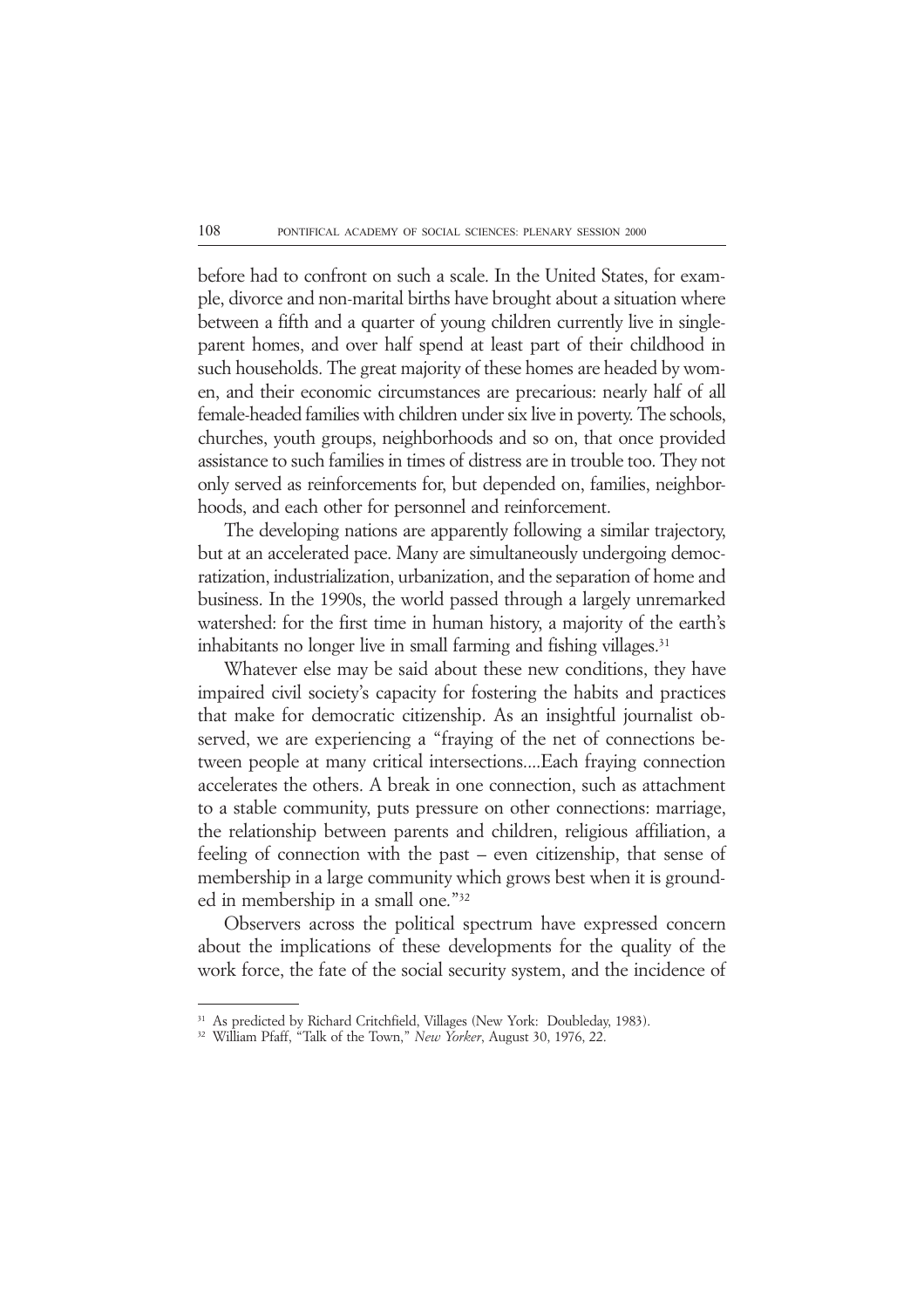before had to confront on such a scale. In the United States, for example, divorce and non-marital births have brought about a situation where between a fifth and a quarter of young children currently live in single-parent homes, and over half spend at least part of their childhood in such households. The great majority of these homes are headed by women, and their economic circumstances are precarious: nearly half of all female-headed families with children under six live in poverty. The schools, churches, youth groups, neighborhoods and so on, that once provided assistance to such families in times of distress are in trouble too. They not only served as reinforcements for, but depended on, families, neighborhoods, and each other for personnel and reinforcement.

The developing nations are apparently following a similar trajectory, but at an accelerated pace. Many are simultaneously undergoing democratization, industrialization, urbanization, and the separation of home and business. In the 1990s, the world passed through a largely unremarked watershed: for the first time in human history, a majority of the earth's inhabitants no longer live in small farming and fishing villages.[31]

Whatever else may be said about these new conditions, they have impaired civil society's capacity for fostering the habits and practices that make for democratic citizenship. As an insightful journalist observed, we are experiencing a "fraying of the net of connections between people at many critical intersections....Each fraying connection accelerates the others. A break in one connection, such as attachment to a stable community, puts pressure on other connections: marriage, the relationship between parents and children, religious affiliation, a feeling of connection with the past – even citizenship, that sense of membership in a large community which grows best when it is grounded in membership in a small one."[32]

Observers across the political spectrum have expressed concern about the implications of these developments for the quality of the work force, the fate of the social security system, and the incidence of

---

[31] As predicted by Richard Critchfield, Villages (New York: Doubleday, 1983).

[32] William Pfaff, "Talk of the Town," *New Yorker*, August 30, 1976, 22.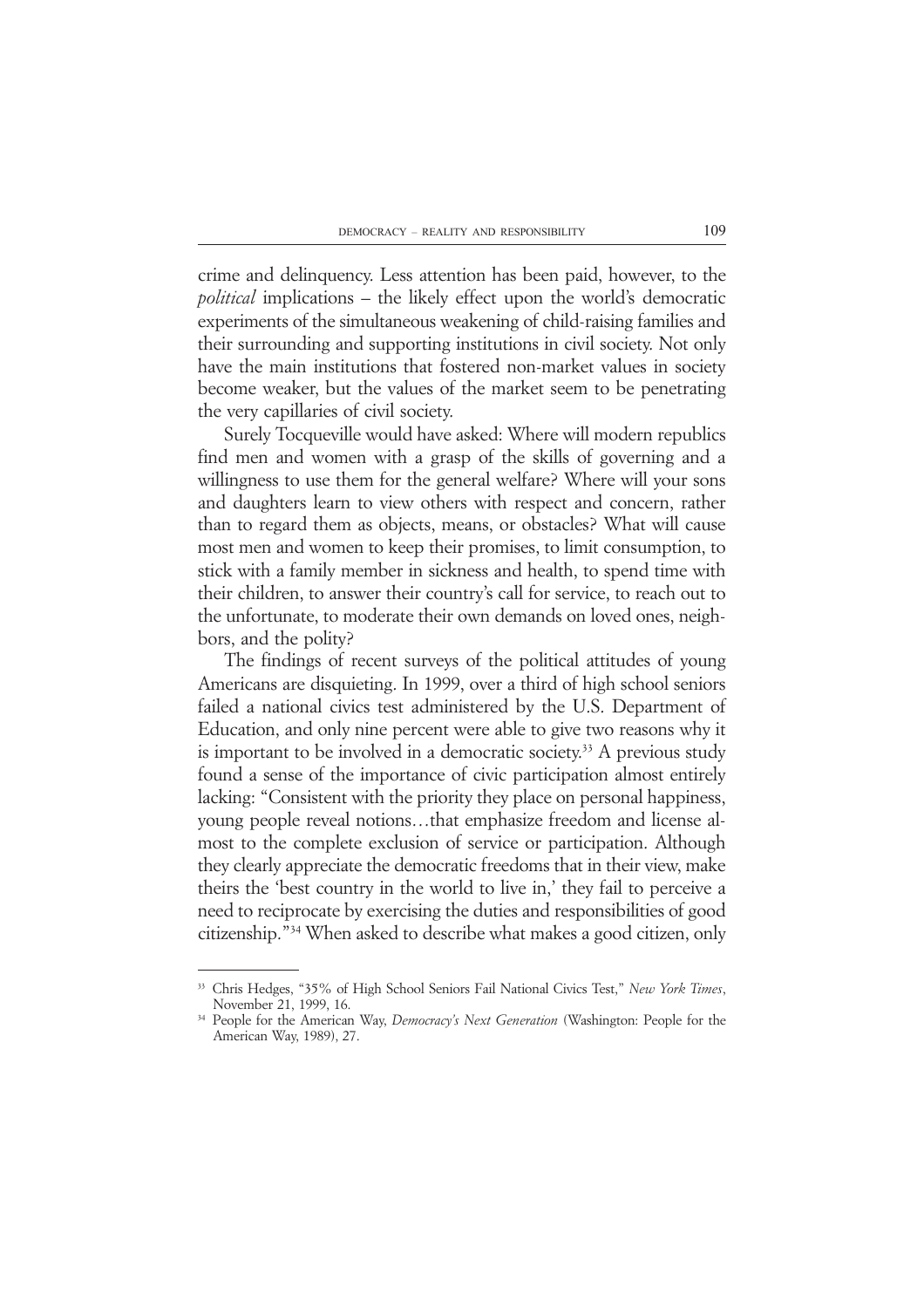crime and delinquency. Less attention has been paid, however, to the *political* implications – the likely effect upon the world's democratic experiments of the simultaneous weakening of child-raising families and their surrounding and supporting institutions in civil society. Not only have the main institutions that fostered non-market values in society become weaker, but the values of the market seem to be penetrating the very capillaries of civil society.

Surely Tocqueville would have asked: Where will modern republics find men and women with a grasp of the skills of governing and a willingness to use them for the general welfare? Where will your sons and daughters learn to view others with respect and concern, rather than to regard them as objects, means, or obstacles? What will cause most men and women to keep their promises, to limit consumption, to stick with a family member in sickness and health, to spend time with their children, to answer their country's call for service, to reach out to the unfortunate, to moderate their own demands on loved ones, neighbors, and the polity?

The findings of recent surveys of the political attitudes of young Americans are disquieting. In 1999, over a third of high school seniors failed a national civics test administered by the U.S. Department of Education, and only nine percent were able to give two reasons why it is important to be involved in a democratic society.[33] A previous study found a sense of the importance of civic participation almost entirely lacking: "Consistent with the priority they place on personal happiness, young people reveal notions…that emphasize freedom and license almost to the complete exclusion of service or participation. Although they clearly appreciate the democratic freedoms that in their view, make theirs the 'best country in the world to live in,' they fail to perceive a need to reciprocate by exercising the duties and responsibilities of good citizenship."[34] When asked to describe what makes a good citizen, only

---

[33] Chris Hedges, "35% of High School Seniors Fail National Civics Test," *New York Times*, November 21, 1999, 16.

[34] People for the American Way, *Democracy's Next Generation* (Washington: People for the American Way, 1989), 27.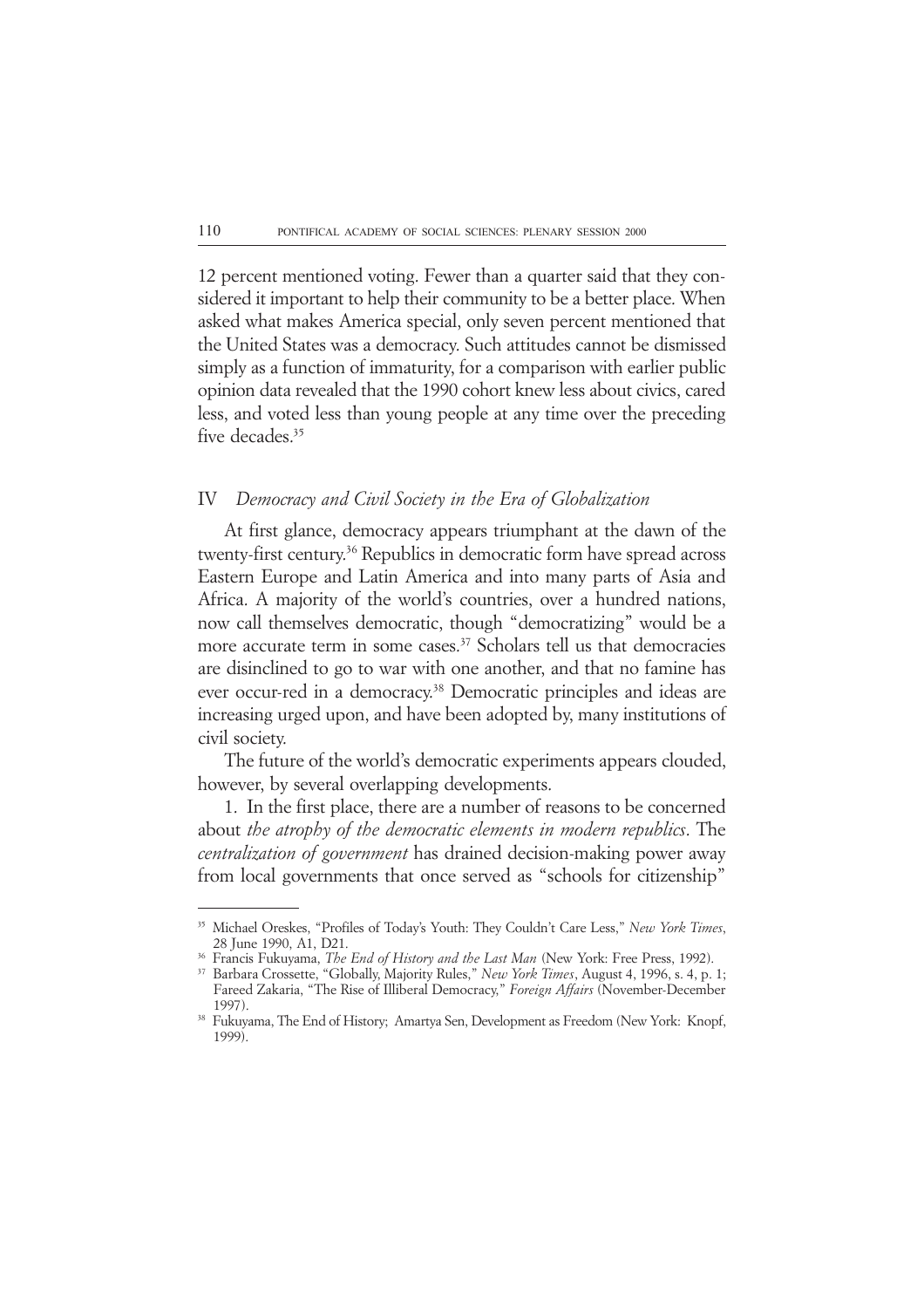12 percent mentioned voting. Fewer than a quarter said that they considered it important to help their community to be a better place. When asked what makes America special, only seven percent mentioned that the United States was a democracy. Such attitudes cannot be dismissed simply as a function of immaturity, for a comparison with earlier public opinion data revealed that the 1990 cohort knew less about civics, cared less, and voted less than young people at any time over the preceding five decades.[35]

## IV *Democracy and Civil Society in the Era of Globalization*

At first glance, democracy appears triumphant at the dawn of the twenty-first century.[36] Republics in democratic form have spread across Eastern Europe and Latin America and into many parts of Asia and Africa. A majority of the world's countries, over a hundred nations, now call themselves democratic, though "democratizing" would be a more accurate term in some cases.[37] Scholars tell us that democracies are disinclined to go to war with one another, and that no famine has ever occur-red in a democracy.[38] Democratic principles and ideas are increasing urged upon, and have been adopted by, many institutions of civil society.

The future of the world's democratic experiments appears clouded, however, by several overlapping developments.

1. In the first place, there are a number of reasons to be concerned about *the atrophy of the democratic elements in modern republics*. The *centralization of government* has drained decision-making power away from local governments that once served as "schools for citizenship"

---

[35] Michael Oreskes, "Profiles of Today's Youth: They Couldn't Care Less," *New York Times*, 28 June 1990, A1, D21.

[36] Francis Fukuyama, *The End of History and the Last Man* (New York: Free Press, 1992).

[37] Barbara Crossette, "Globally, Majority Rules," *New York Times*, August 4, 1996, s. 4, p. 1; Fareed Zakaria, "The Rise of Illiberal Democracy," *Foreign Affairs* (November-December 1997).

[38] Fukuyama, The End of History; Amartya Sen, Development as Freedom (New York: Knopf, 1999).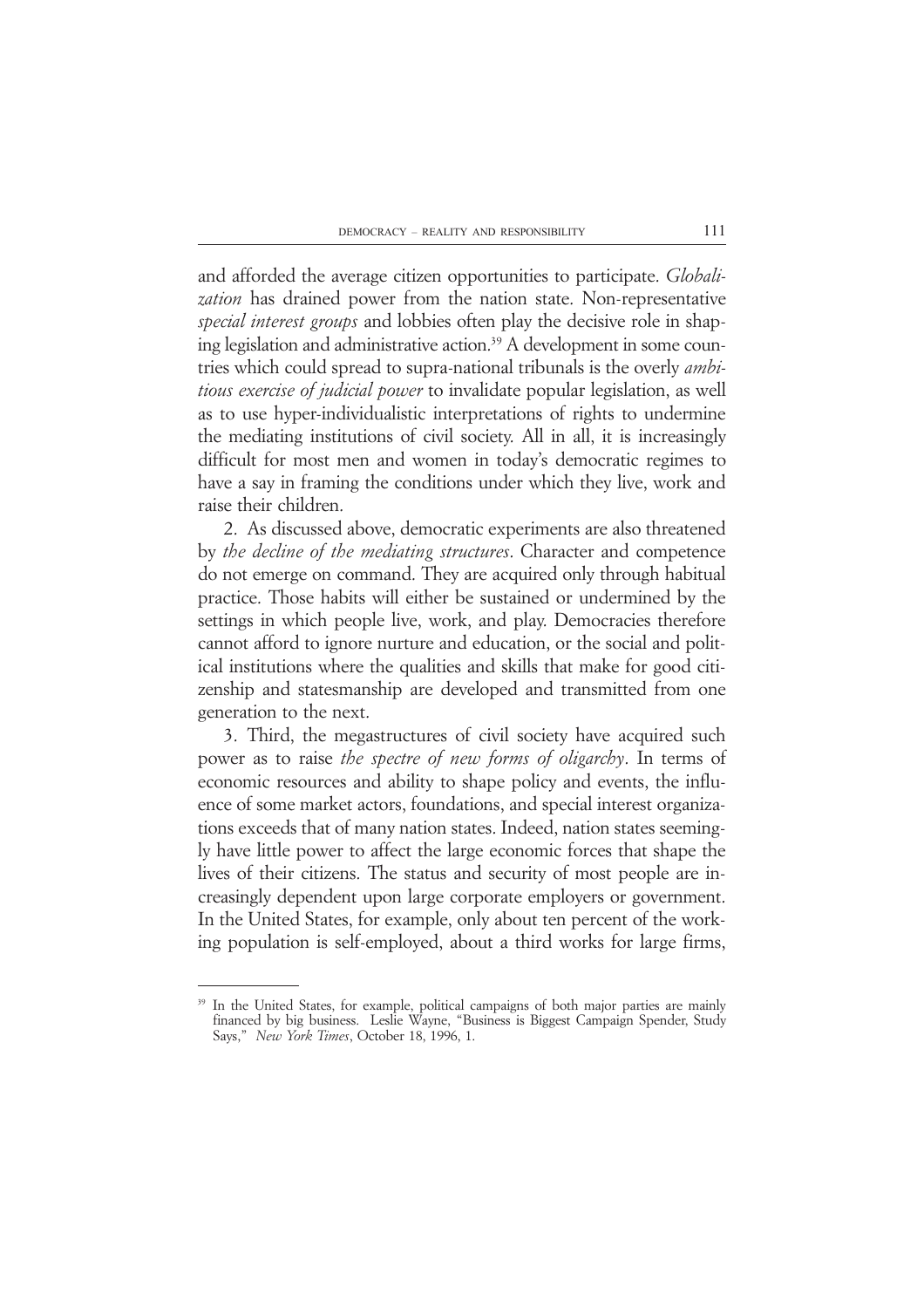and afforded the average citizen opportunities to participate. *Globalization* has drained power from the nation state. Non-representative *special interest groups* and lobbies often play the decisive role in shaping legislation and administrative action.[39] A development in some countries which could spread to supra-national tribunals is the overly *ambitious exercise of judicial power* to invalidate popular legislation, as well as to use hyper-individualistic interpretations of rights to undermine the mediating institutions of civil society. All in all, it is increasingly difficult for most men and women in today's democratic regimes to have a say in framing the conditions under which they live, work and raise their children.

2. As discussed above, democratic experiments are also threatened by *the decline of the mediating structures*. Character and competence do not emerge on command. They are acquired only through habitual practice. Those habits will either be sustained or undermined by the settings in which people live, work, and play. Democracies therefore cannot afford to ignore nurture and education, or the social and political institutions where the qualities and skills that make for good citizenship and statesmanship are developed and transmitted from one generation to the next.

3. Third, the megastructures of civil society have acquired such power as to raise *the spectre of new forms of oligarchy*. In terms of economic resources and ability to shape policy and events, the influence of some market actors, foundations, and special interest organizations exceeds that of many nation states. Indeed, nation states seemingly have little power to affect the large economic forces that shape the lives of their citizens. The status and security of most people are increasingly dependent upon large corporate employers or government. In the United States, for example, only about ten percent of the working population is self-employed, about a third works for large firms,

[39] In the United States, for example, political campaigns of both major parties are mainly financed by big business. Leslie Wayne, "Business is Biggest Campaign Spender, Study Says," *New York Times*, October 18, 1996, 1.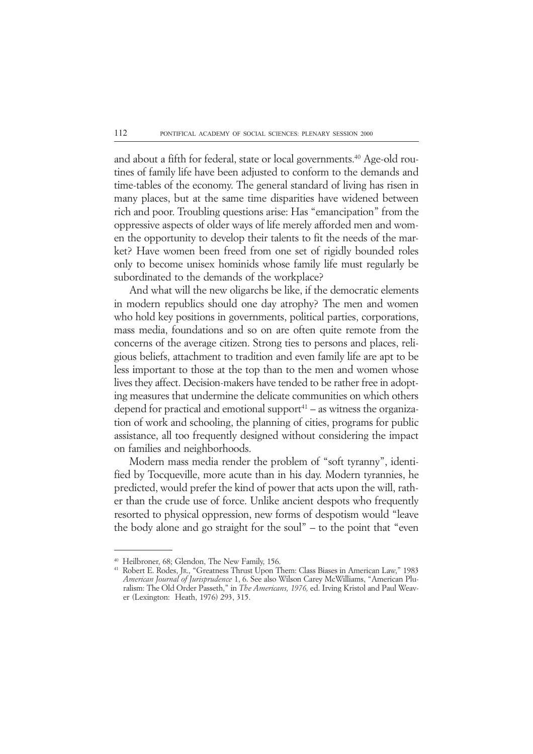and about a fifth for federal, state or local governments.[40] Age-old routines of family life have been adjusted to conform to the demands and time-tables of the economy. The general standard of living has risen in many places, but at the same time disparities have widened between rich and poor. Troubling questions arise: Has "emancipation" from the oppressive aspects of older ways of life merely afforded men and women the opportunity to develop their talents to fit the needs of the market? Have women been freed from one set of rigidly bounded roles only to become unisex hominids whose family life must regularly be subordinated to the demands of the workplace?

And what will the new oligarchs be like, if the democratic elements in modern republics should one day atrophy? The men and women who hold key positions in governments, political parties, corporations, mass media, foundations and so on are often quite remote from the concerns of the average citizen. Strong ties to persons and places, religious beliefs, attachment to tradition and even family life are apt to be less important to those at the top than to the men and women whose lives they affect. Decision-makers have tended to be rather free in adopting measures that undermine the delicate communities on which others depend for practical and emotional support[41] – as witness the organization of work and schooling, the planning of cities, programs for public assistance, all too frequently designed without considering the impact on families and neighborhoods.

Modern mass media render the problem of "soft tyranny", identified by Tocqueville, more acute than in his day. Modern tyrannies, he predicted, would prefer the kind of power that acts upon the will, rather than the crude use of force. Unlike ancient despots who frequently resorted to physical oppression, new forms of despotism would "leave the body alone and go straight for the soul" – to the point that "even

---

[40] Heilbroner, 68; Glendon, The New Family, 156.

[41] Robert E. Rodes, Jr., "Greatness Thrust Upon Them: Class Biases in American Law," 1983 *American Journal of Jurisprudence* 1, 6. See also Wilson Carey McWilliams, "American Pluralism: The Old Order Passeth," in *The Americans, 1976,* ed. Irving Kristol and Paul Weaver (Lexington: Heath, 1976) 293, 315.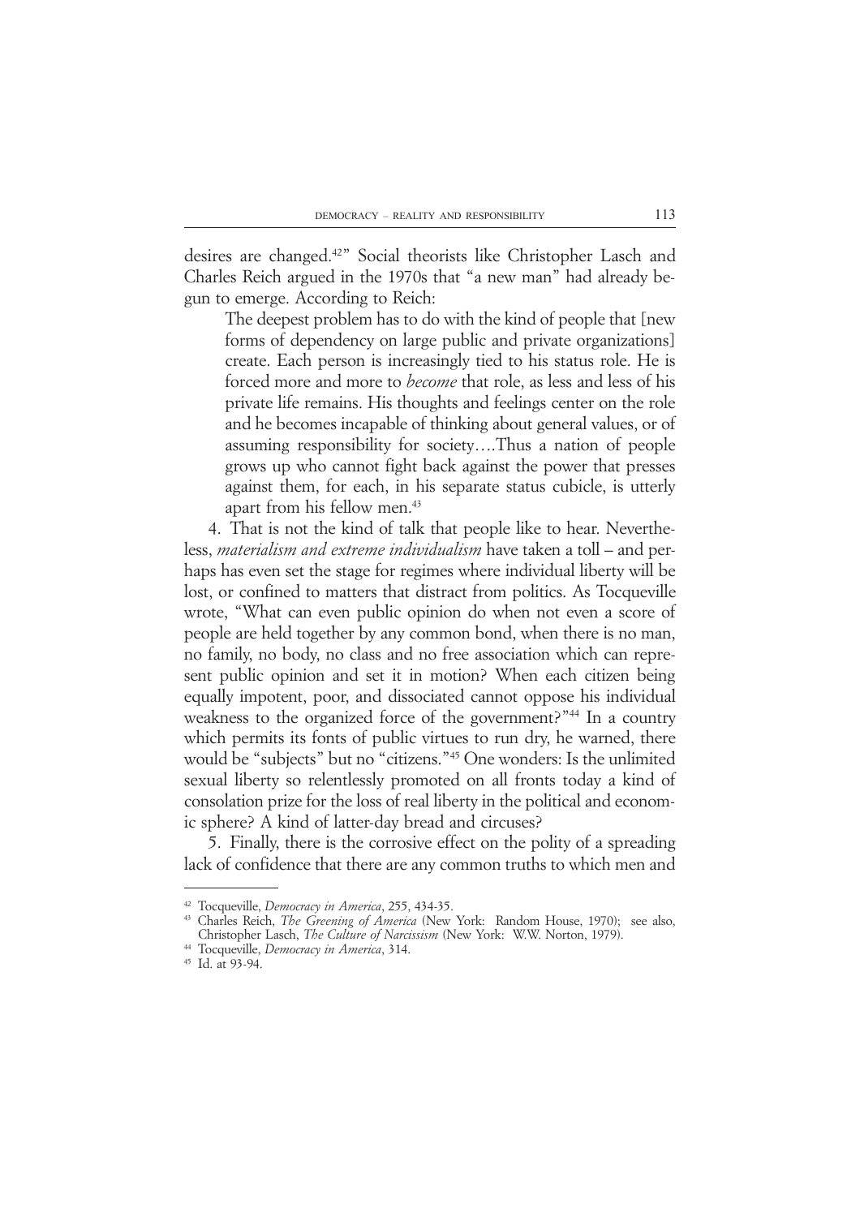desires are changed.[42]" Social theorists like Christopher Lasch and Charles Reich argued in the 1970s that "a new man" had already begun to emerge. According to Reich:

> The deepest problem has to do with the kind of people that [new forms of dependency on large public and private organizations] create. Each person is increasingly tied to his status role. He is forced more and more to *become* that role, as less and less of his private life remains. His thoughts and feelings center on the role and he becomes incapable of thinking about general values, or of assuming responsibility for society….Thus a nation of people grows up who cannot fight back against the power that presses against them, for each, in his separate status cubicle, is utterly apart from his fellow men.[43]

4. That is not the kind of talk that people like to hear. Nevertheless, *materialism and extreme individualism* have taken a toll – and perhaps has even set the stage for regimes where individual liberty will be lost, or confined to matters that distract from politics. As Tocqueville wrote, "What can even public opinion do when not even a score of people are held together by any common bond, when there is no man, no family, no body, no class and no free association which can represent public opinion and set it in motion? When each citizen being equally impotent, poor, and dissociated cannot oppose his individual weakness to the organized force of the government?"[44] In a country which permits its fonts of public virtues to run dry, he warned, there would be "subjects" but no "citizens."[45] One wonders: Is the unlimited sexual liberty so relentlessly promoted on all fronts today a kind of consolation prize for the loss of real liberty in the political and economic sphere? A kind of latter-day bread and circuses?

5. Finally, there is the corrosive effect on the polity of a spreading lack of confidence that there are any common truths to which men and

---

[42] Tocqueville, *Democracy in America*, 255, 434-35.

[43] Charles Reich, *The Greening of America* (New York: Random House, 1970); see also, Christopher Lasch, *The Culture of Narcissism* (New York: W.W. Norton, 1979).

[44] Tocqueville, *Democracy in America*, 314.

[45] Id. at 93-94.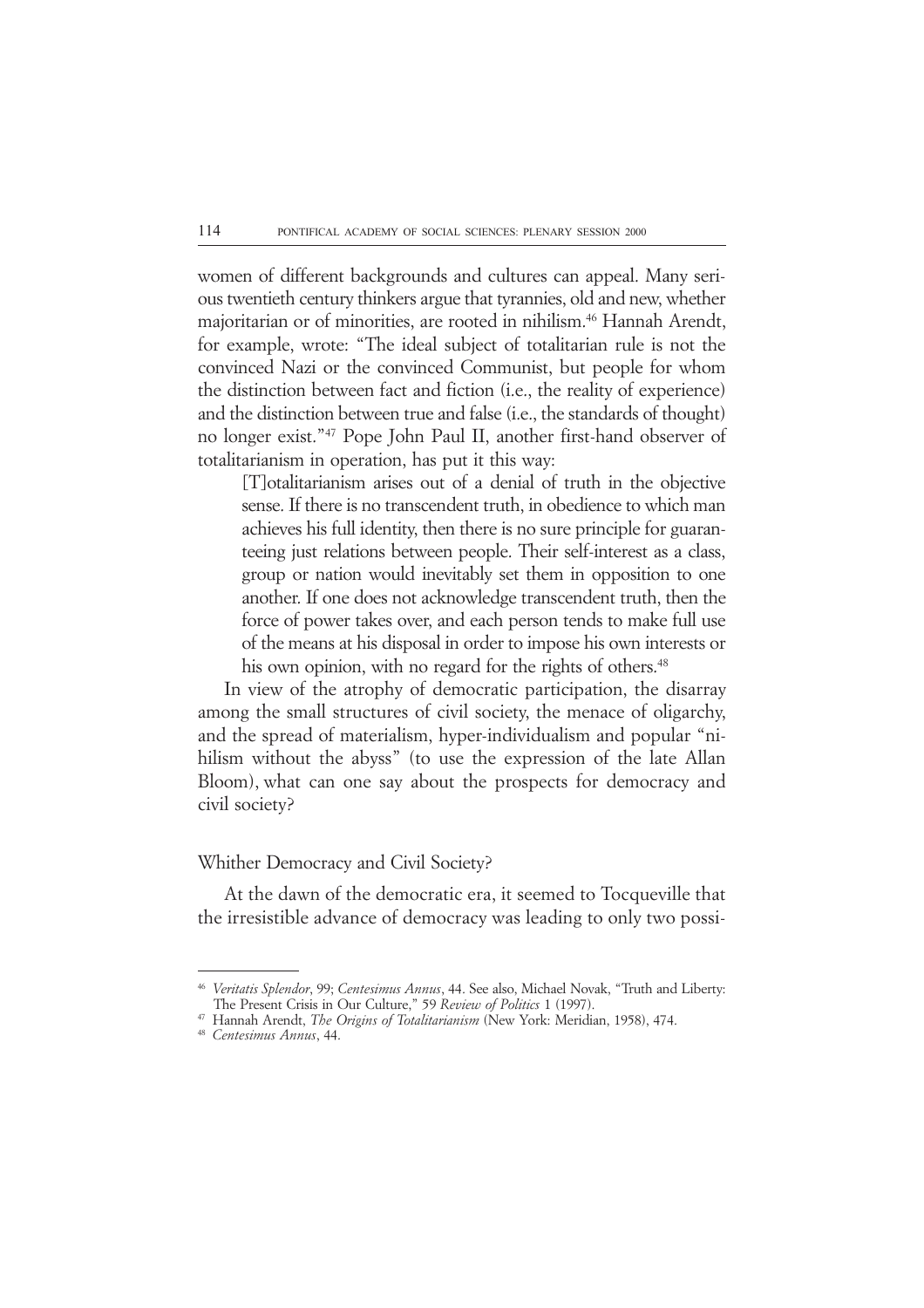women of different backgrounds and cultures can appeal. Many serious twentieth century thinkers argue that tyrannies, old and new, whether majoritarian or of minorities, are rooted in nihilism.[46] Hannah Arendt, for example, wrote: "The ideal subject of totalitarian rule is not the convinced Nazi or the convinced Communist, but people for whom the distinction between fact and fiction (i.e., the reality of experience) and the distinction between true and false (i.e., the standards of thought) no longer exist."[47] Pope John Paul II, another first-hand observer of totalitarianism in operation, has put it this way:

> [T]otalitarianism arises out of a denial of truth in the objective sense. If there is no transcendent truth, in obedience to which man achieves his full identity, then there is no sure principle for guaranteeing just relations between people. Their self-interest as a class, group or nation would inevitably set them in opposition to one another. If one does not acknowledge transcendent truth, then the force of power takes over, and each person tends to make full use of the means at his disposal in order to impose his own interests or his own opinion, with no regard for the rights of others.[48]

In view of the atrophy of democratic participation, the disarray among the small structures of civil society, the menace of oligarchy, and the spread of materialism, hyper-individualism and popular "nihilism without the abyss" (to use the expression of the late Allan Bloom), what can one say about the prospects for democracy and civil society?

## Whither Democracy and Civil Society?

At the dawn of the democratic era, it seemed to Tocqueville that the irresistible advance of democracy was leading to only two possi-

---

[46] *Veritatis Splendor*, 99; *Centesimus Annus*, 44. See also, Michael Novak, "Truth and Liberty: The Present Crisis in Our Culture," 59 *Review of Politics* 1 (1997).

[47] Hannah Arendt, *The Origins of Totalitarianism* (New York: Meridian, 1958), 474.

[48] *Centesimus Annus*, 44.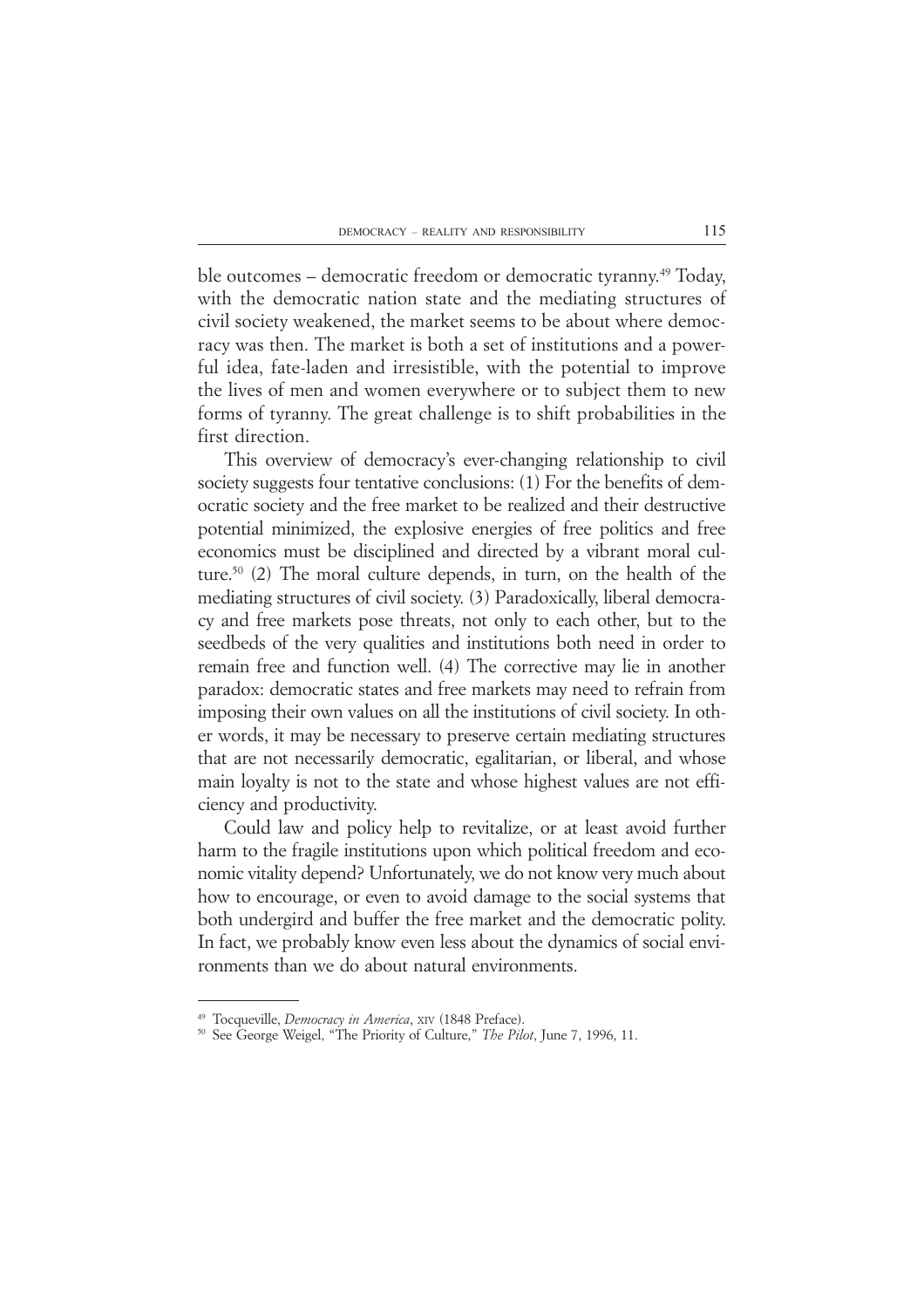ble outcomes – democratic freedom or democratic tyranny.[49] Today, with the democratic nation state and the mediating structures of civil society weakened, the market seems to be about where democracy was then. The market is both a set of institutions and a powerful idea, fate-laden and irresistible, with the potential to improve the lives of men and women everywhere or to subject them to new forms of tyranny. The great challenge is to shift probabilities in the first direction.

This overview of democracy's ever-changing relationship to civil society suggests four tentative conclusions: (1) For the benefits of democratic society and the free market to be realized and their destructive potential minimized, the explosive energies of free politics and free economics must be disciplined and directed by a vibrant moral culture.[50] (2) The moral culture depends, in turn, on the health of the mediating structures of civil society. (3) Paradoxically, liberal democracy and free markets pose threats, not only to each other, but to the seedbeds of the very qualities and institutions both need in order to remain free and function well. (4) The corrective may lie in another paradox: democratic states and free markets may need to refrain from imposing their own values on all the institutions of civil society. In other words, it may be necessary to preserve certain mediating structures that are not necessarily democratic, egalitarian, or liberal, and whose main loyalty is not to the state and whose highest values are not efficiency and productivity.

Could law and policy help to revitalize, or at least avoid further harm to the fragile institutions upon which political freedom and economic vitality depend? Unfortunately, we do not know very much about how to encourage, or even to avoid damage to the social systems that both undergird and buffer the free market and the democratic polity. In fact, we probably know even less about the dynamics of social environments than we do about natural environments.

---

[49] Tocqueville, *Democracy in America*, XIV (1848 Preface).

[50] See George Weigel, "The Priority of Culture," *The Pilot*, June 7, 1996, 11.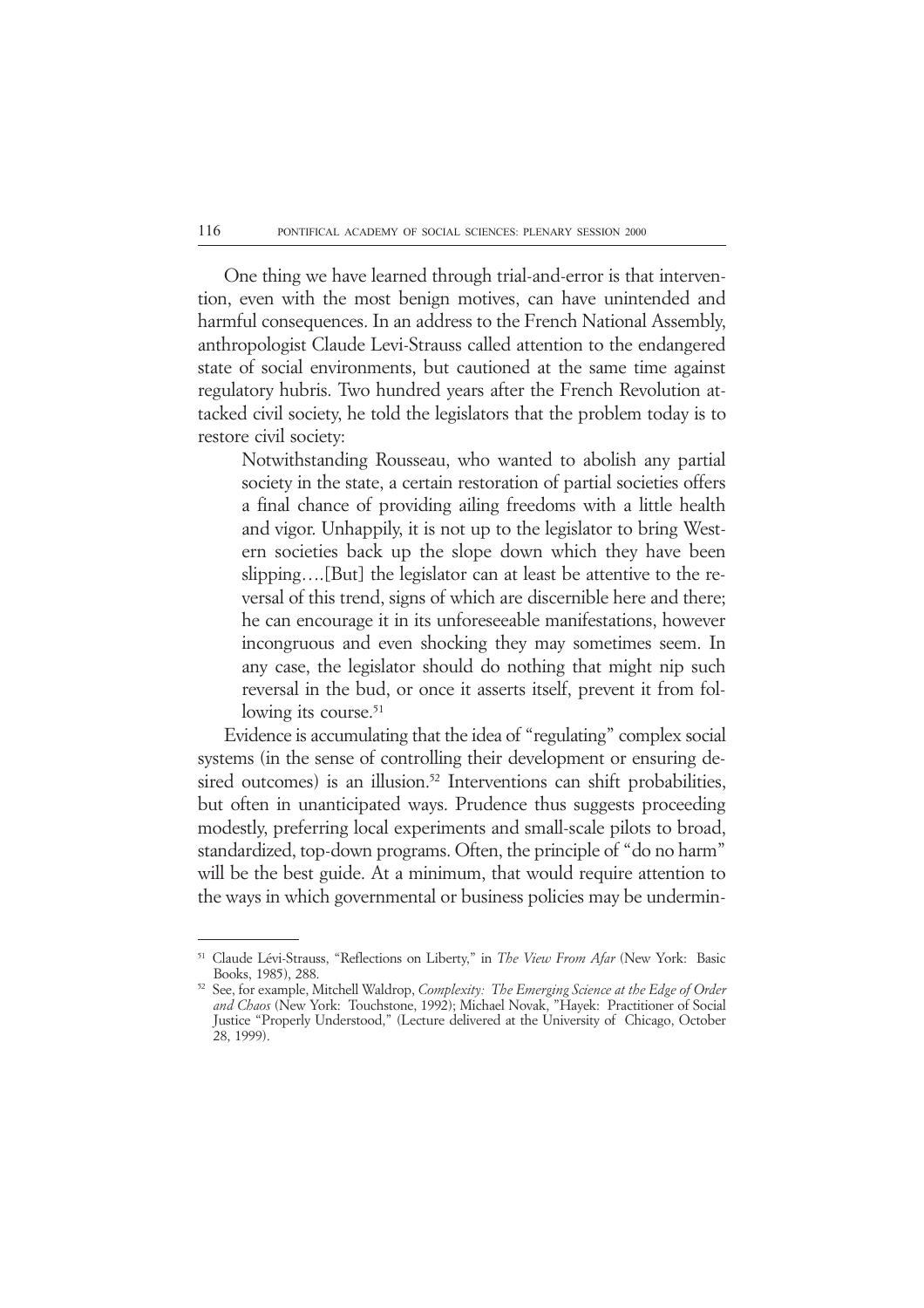One thing we have learned through trial-and-error is that intervention, even with the most benign motives, can have unintended and harmful consequences. In an address to the French National Assembly, anthropologist Claude Levi-Strauss called attention to the endangered state of social environments, but cautioned at the same time against regulatory hubris. Two hundred years after the French Revolution attacked civil society, he told the legislators that the problem today is to restore civil society:

> Notwithstanding Rousseau, who wanted to abolish any partial society in the state, a certain restoration of partial societies offers a final chance of providing ailing freedoms with a little health and vigor. Unhappily, it is not up to the legislator to bring Western societies back up the slope down which they have been slipping….[But] the legislator can at least be attentive to the reversal of this trend, signs of which are discernible here and there; he can encourage it in its unforeseeable manifestations, however incongruous and even shocking they may sometimes seem. In any case, the legislator should do nothing that might nip such reversal in the bud, or once it asserts itself, prevent it from following its course.[51]

Evidence is accumulating that the idea of "regulating" complex social systems (in the sense of controlling their development or ensuring desired outcomes) is an illusion.[52] Interventions can shift probabilities, but often in unanticipated ways. Prudence thus suggests proceeding modestly, preferring local experiments and small-scale pilots to broad, standardized, top-down programs. Often, the principle of "do no harm" will be the best guide. At a minimum, that would require attention to the ways in which governmental or business policies may be undermin-

---

[51] Claude Lévi-Strauss, "Reflections on Liberty," in *The View From Afar* (New York: Basic Books, 1985), 288.

[52] See, for example, Mitchell Waldrop, *Complexity: The Emerging Science at the Edge of Order and Chaos* (New York: Touchstone, 1992); Michael Novak, "Hayek: Practitioner of Social Justice "Properly Understood," (Lecture delivered at the University of Chicago, October 28, 1999).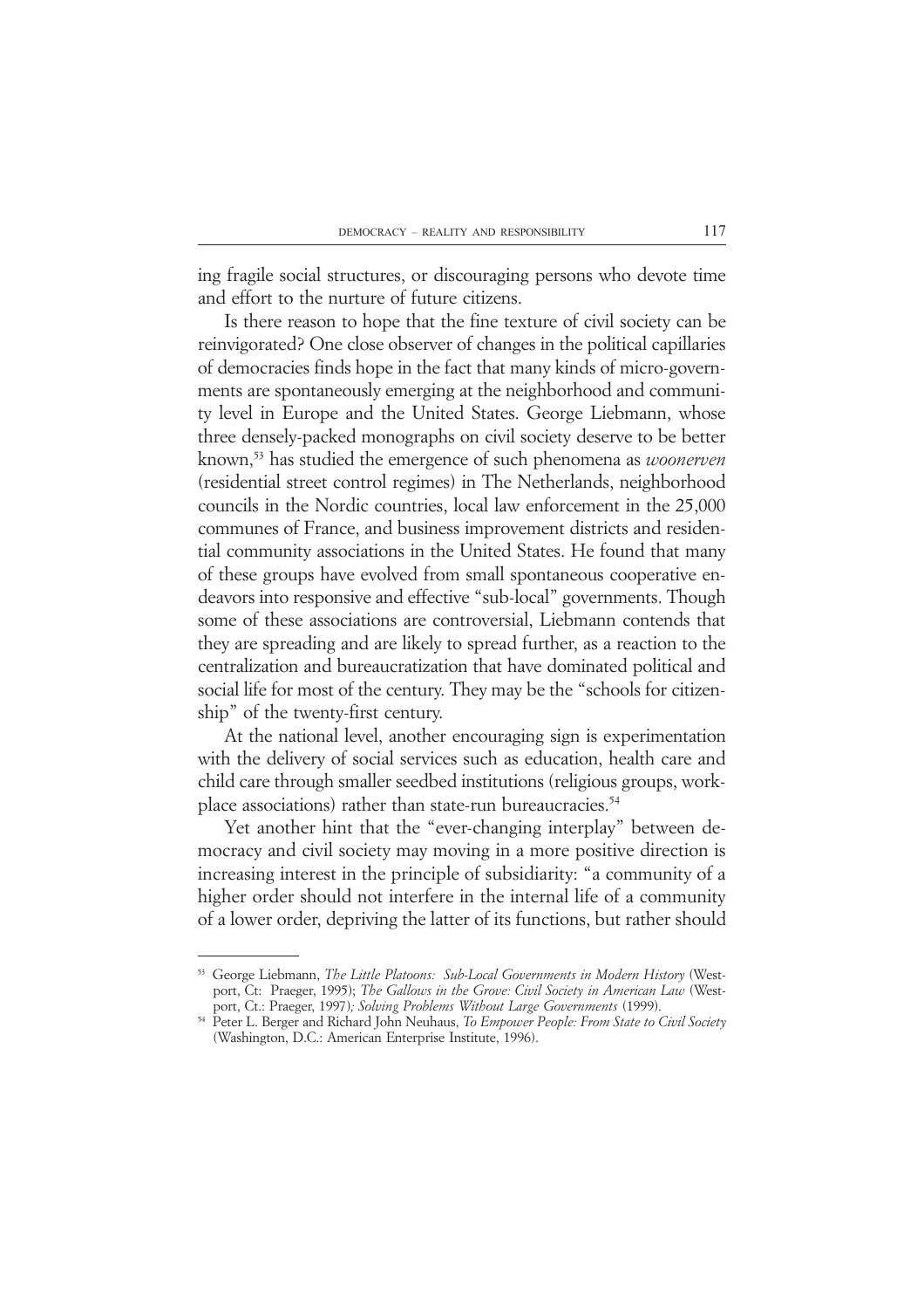ing fragile social structures, or discouraging persons who devote time and effort to the nurture of future citizens.

Is there reason to hope that the fine texture of civil society can be reinvigorated? One close observer of changes in the political capillaries of democracies finds hope in the fact that many kinds of micro-governments are spontaneously emerging at the neighborhood and community level in Europe and the United States. George Liebmann, whose three densely-packed monographs on civil society deserve to be better known,[53] has studied the emergence of such phenomena as *woonerven* (residential street control regimes) in The Netherlands, neighborhood councils in the Nordic countries, local law enforcement in the 25,000 communes of France, and business improvement districts and residential community associations in the United States. He found that many of these groups have evolved from small spontaneous cooperative endeavors into responsive and effective "sub-local" governments. Though some of these associations are controversial, Liebmann contends that they are spreading and are likely to spread further, as a reaction to the centralization and bureaucratization that have dominated political and social life for most of the century. They may be the "schools for citizenship" of the twenty-first century.

At the national level, another encouraging sign is experimentation with the delivery of social services such as education, health care and child care through smaller seedbed institutions (religious groups, workplace associations) rather than state-run bureaucracies.[54]

Yet another hint that the "ever-changing interplay" between democracy and civil society may moving in a more positive direction is increasing interest in the principle of subsidiarity: "a community of a higher order should not interfere in the internal life of a community of a lower order, depriving the latter of its functions, but rather should

---

[53] George Liebmann, *The Little Platoons: Sub-Local Governments in Modern History* (Westport, Ct: Praeger, 1995); *The Gallows in the Grove: Civil Society in American Law* (Westport, Ct.: Praeger, 1997); *Solving Problems Without Large Governments* (1999).

[54] Peter L. Berger and Richard John Neuhaus, *To Empower People: From State to Civil Society* (Washington, D.C.: American Enterprise Institute, 1996).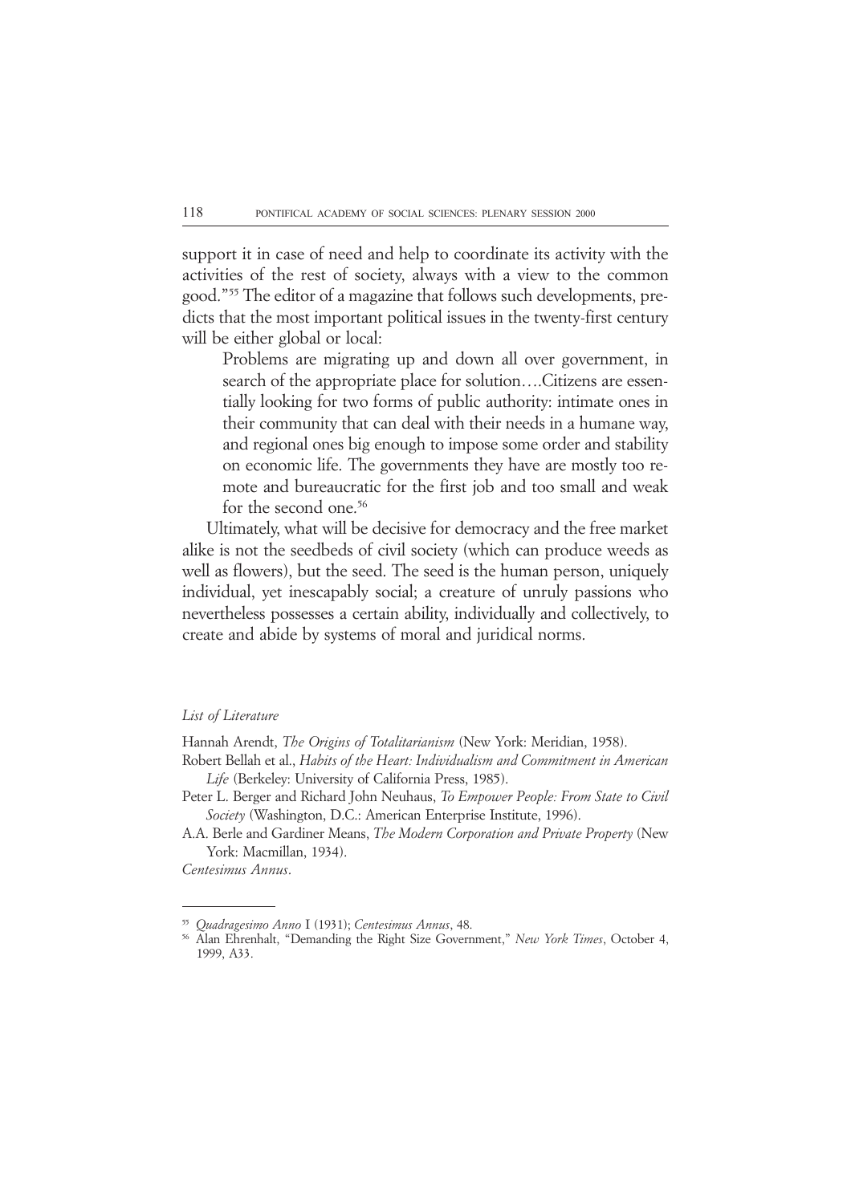support it in case of need and help to coordinate its activity with the activities of the rest of society, always with a view to the common good."[55] The editor of a magazine that follows such developments, predicts that the most important political issues in the twenty-first century will be either global or local:

> Problems are migrating up and down all over government, in search of the appropriate place for solution....Citizens are essentially looking for two forms of public authority: intimate ones in their community that can deal with their needs in a humane way, and regional ones big enough to impose some order and stability on economic life. The governments they have are mostly too remote and bureaucratic for the first job and too small and weak for the second one.[56]

Ultimately, what will be decisive for democracy and the free market alike is not the seedbeds of civil society (which can produce weeds as well as flowers), but the seed. The seed is the human person, uniquely individual, yet inescapably social; a creature of unruly passions who nevertheless possesses a certain ability, individually and collectively, to create and abide by systems of moral and juridical norms.

*List of Literature*

Hannah Arendt, *The Origins of Totalitarianism* (New York: Meridian, 1958).

Robert Bellah et al., *Habits of the Heart: Individualism and Commitment in American Life* (Berkeley: University of California Press, 1985).

Peter L. Berger and Richard John Neuhaus, *To Empower People: From State to Civil Society* (Washington, D.C.: American Enterprise Institute, 1996).

A.A. Berle and Gardiner Means, *The Modern Corporation and Private Property* (New York: Macmillan, 1934).

*Centesimus Annus*.

---

[55] *Quadragesimo Anno* I (1931); *Centesimus Annus*, 48.

[56] Alan Ehrenhalt, "Demanding the Right Size Government," *New York Times*, October 4, 1999, A33.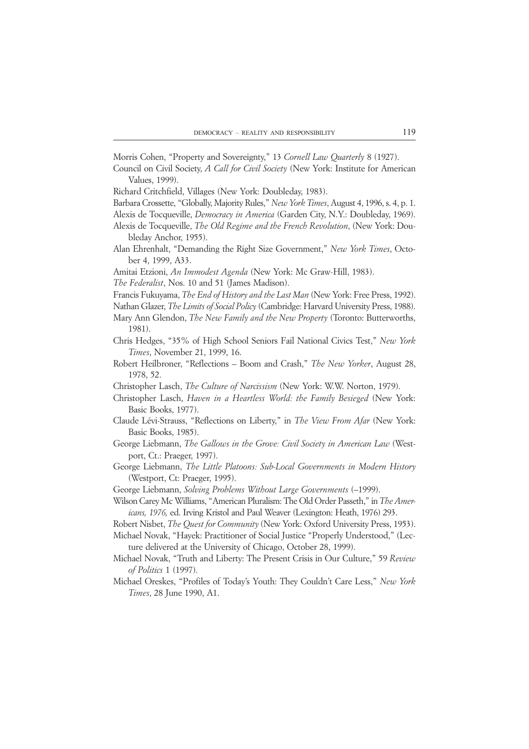Morris Cohen, "Property and Sovereignty," 13 *Cornell Law Quarterly* 8 (1927).

Council on Civil Society, *A Call for Civil Society* (New York: Institute for American Values, 1999).

Richard Critchfield, Villages (New York: Doubleday, 1983).

Barbara Crossette, "Globally, Majority Rules," *New York Times*, August 4, 1996, s. 4, p. 1.

Alexis de Tocqueville, *Democracy in America* (Garden City, N.Y.: Doubleday, 1969).

Alexis de Tocqueville, *The Old Regime and the French Revolution*, (New York: Doubleday Anchor, 1955).

Alan Ehrenhalt, "Demanding the Right Size Government," *New York Times*, October 4, 1999, A33.

Amitai Etzioni, *An Immodest Agenda* (New York: Mc Graw-Hill, 1983).

*The Federalist*, Nos. 10 and 51 (James Madison).

Francis Fukuyama, *The End of History and the Last Man* (New York: Free Press, 1992).

Nathan Glazer, *The Limits of Social Policy* (Cambridge: Harvard University Press, 1988).

Mary Ann Glendon, *The New Family and the New Property* (Toronto: Butterworths, 1981).

Chris Hedges, "35% of High School Seniors Fail National Civics Test," *New York Times*, November 21, 1999, 16.

Robert Heilbroner, "Reflections – Boom and Crash," *The New Yorker*, August 28, 1978, 52.

Christopher Lasch, *The Culture of Narcissism* (New York: W.W. Norton, 1979).

Christopher Lasch, *Haven in a Heartless World: the Family Besieged* (New York: Basic Books, 1977).

Claude Lévi-Strauss, "Reflections on Liberty," in *The View From Afar* (New York: Basic Books, 1985).

George Liebmann, *The Gallows in the Grove: Civil Society in American Law* (Westport, Ct.: Praeger, 1997).

George Liebmann, *The Little Platoons: Sub-Local Governments in Modern History* (Westport, Ct: Praeger, 1995).

George Liebmann, *Solving Problems Without Large Governments* (–1999).

Wilson Carey Mc Williams, "American Pluralism: The Old Order Passeth," in *The Americans, 1976,* ed. Irving Kristol and Paul Weaver (Lexington: Heath, 1976) 293.

Robert Nisbet, *The Quest for Community* (New York: Oxford University Press, 1953).

Michael Novak, "Hayek: Practitioner of Social Justice "Properly Understood," (Lecture delivered at the University of Chicago, October 28, 1999).

Michael Novak, "Truth and Liberty: The Present Crisis in Our Culture," 59 *Review of Politics* 1 (1997).

Michael Oreskes, "Profiles of Today's Youth: They Couldn't Care Less," *New York Times*, 28 June 1990, A1.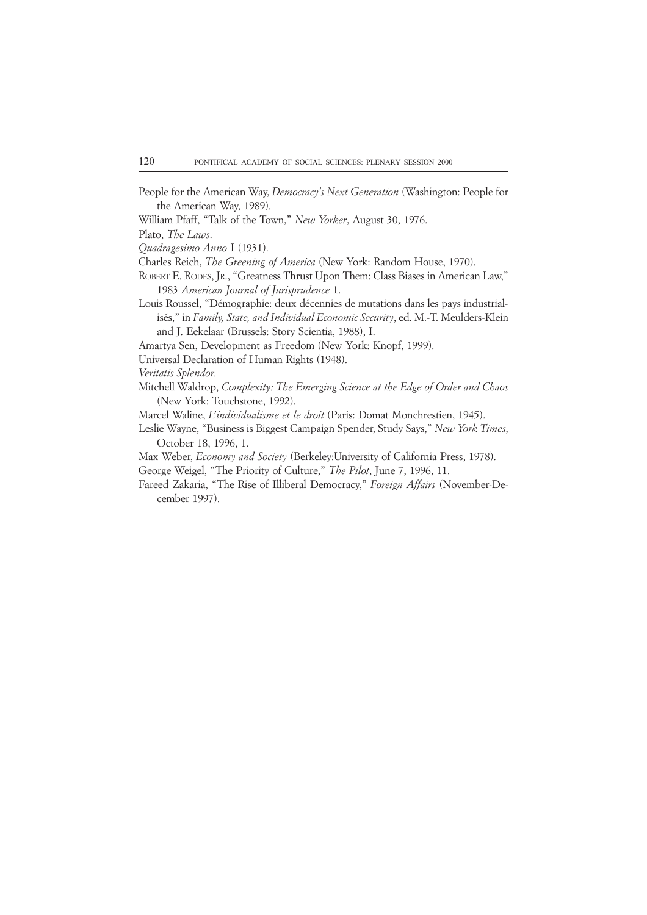People for the American Way, *Democracy's Next Generation* (Washington: People for the American Way, 1989).

William Pfaff, "Talk of the Town," *New Yorker*, August 30, 1976.

Plato, *The Laws*.

*Quadragesimo Anno* I (1931).

Charles Reich, *The Greening of America* (New York: Random House, 1970).

ROBERT E. RODES, JR., "Greatness Thrust Upon Them: Class Biases in American Law," 1983 *American Journal of Jurisprudence* 1.

Louis Roussel, "Démographie: deux décennies de mutations dans les pays industrialisés," in *Family, State, and Individual Economic Security*, ed. M.-T. Meulders-Klein and J. Eekelaar (Brussels: Story Scientia, 1988), I.

Amartya Sen, Development as Freedom (New York: Knopf, 1999).

Universal Declaration of Human Rights (1948).

*Veritatis Splendor.*

Mitchell Waldrop, *Complexity: The Emerging Science at the Edge of Order and Chaos* (New York: Touchstone, 1992).

Marcel Waline, *L'individualisme et le droit* (Paris: Domat Monchrestien, 1945).

Leslie Wayne, "Business is Biggest Campaign Spender, Study Says," *New York Times*, October 18, 1996, 1.

Max Weber, *Economy and Society* (Berkeley:University of California Press, 1978).

George Weigel, "The Priority of Culture," *The Pilot*, June 7, 1996, 11.

Fareed Zakaria, "The Rise of Illiberal Democracy," *Foreign Affairs* (November-December 1997).